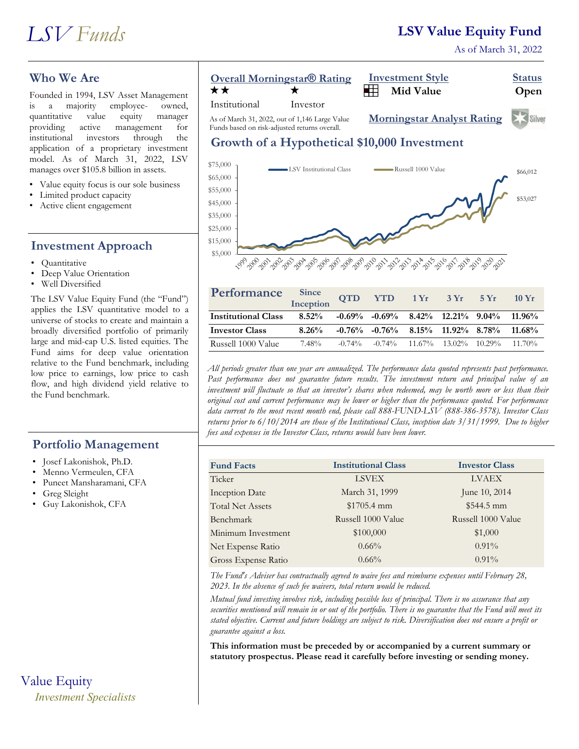# LSV Funds

## LSV Value Equity Fund

As of March 31, 2022

## Who We Are

Founded in 1994, LSV Asset Management is a majority employee-owned, quantitative value equity manager providing active management for institutional investors through the application of a proprietary investment model. As of March 31, 2022, LSV manages over $105.8 billion in assets.

- Value equity focus is our sole business
- Limited product capacity
- Active client engagement

## Investment Approach

- Quantitative
- Deep Value Orientation
- Well Diversified

The LSV Value Equity Fund (the "Fund") applies the LSV quantitative model to a universe of stocks to create and maintain a broadly diversified portfolio of primarily large and mid-cap U.S. listed equities. The Fund aims for deep value orientation relative to the Fund benchmark, including low price to earnings, low price to cash flow, and high dividend yield relative to the Fund benchmark.

## Portfolio Management

- Josef Lakonishok, Ph.D.
- Menno Vermeulen, CFA
- Puneet Mansharamani, CFA
- Greg Sleight
- Guy Lakonishok, CFA

Value Equity

*Investment Specialists*

**Overall Morningstar® Rating**

★★ Institutional　★ Investor

As of March 31, 2022, out of 1,146 Large Value Funds based on risk-adjusted returns overall.

**Investment Style**: Mid Value

**Status**: Open

**Morningstar Analyst Rating**: Silver

## Growth of a Hypothetical $10,000 Investment

LSV Institutional Class: $66,012
Russell 1000 Value: $53,027

## Performance

| Performance | Since Inception | QTD | YTD | 1 Yr | 3 Yr | 5 Yr | 10 Yr |
|---|---|---|---|---|---|---|---|
| **Institutional Class** | **8.52%** | **-0.69%** | **-0.69%** | **8.42%** | **12.21%** | **9.04%** | **11.96%** |
| **Investor Class** | **8.26%** | **-0.76%** | **-0.76%** | **8.15%** | **11.92%** | **8.78%** | **11.68%** |
| Russell 1000 Value | 7.48% | -0.74% | -0.74% | 11.67% | 13.02% | 10.29% | 11.70% |

*All periods greater than one year are annualized. The performance data quoted represents past performance. Past performance does not guarantee future results. The investment return and principal value of an investment will fluctuate so that an investor's shares when redeemed, may be worth more or less than their original cost and current performance may be lower or higher than the performance quoted. For performance data current to the most recent month end, please call 888-FUND-LSV (888-386-3578). Investor Class returns prior to 6/10/2014 are those of the Institutional Class, inception date 3/31/1999. Due to higher fees and expenses in the Investor Class, returns would have been lower.*

| Fund Facts | Institutional Class | Investor Class |
|---|---|---|
| Ticker | LSVEX | LVAEX |
| Inception Date | March 31, 1999 | June 10, 2014 |
| Total Net Assets | $1705.4 mm | $544.5 mm |
| Benchmark | Russell 1000 Value | Russell 1000 Value |
| Minimum Investment | $100,000 | $1,000 |
| Net Expense Ratio | 0.66% | 0.91% |
| Gross Expense Ratio | 0.66% | 0.91% |

*The Fund's Adviser has contractually agreed to waive fees and reimburse expenses until February 28, 2023. In the absence of such fee waivers, total return would be reduced.*

*Mutual fund investing involves risk, including possible loss of principal. There is no assurance that any securities mentioned will remain in or out of the portfolio. There is no guarantee that the Fund will meet its stated objective. Current and future holdings are subject to risk. Diversification does not ensure a profit or guarantee against a loss.*

**This information must be preceded by or accompanied by a current summary or statutory prospectus. Please read it carefully before investing or sending money.**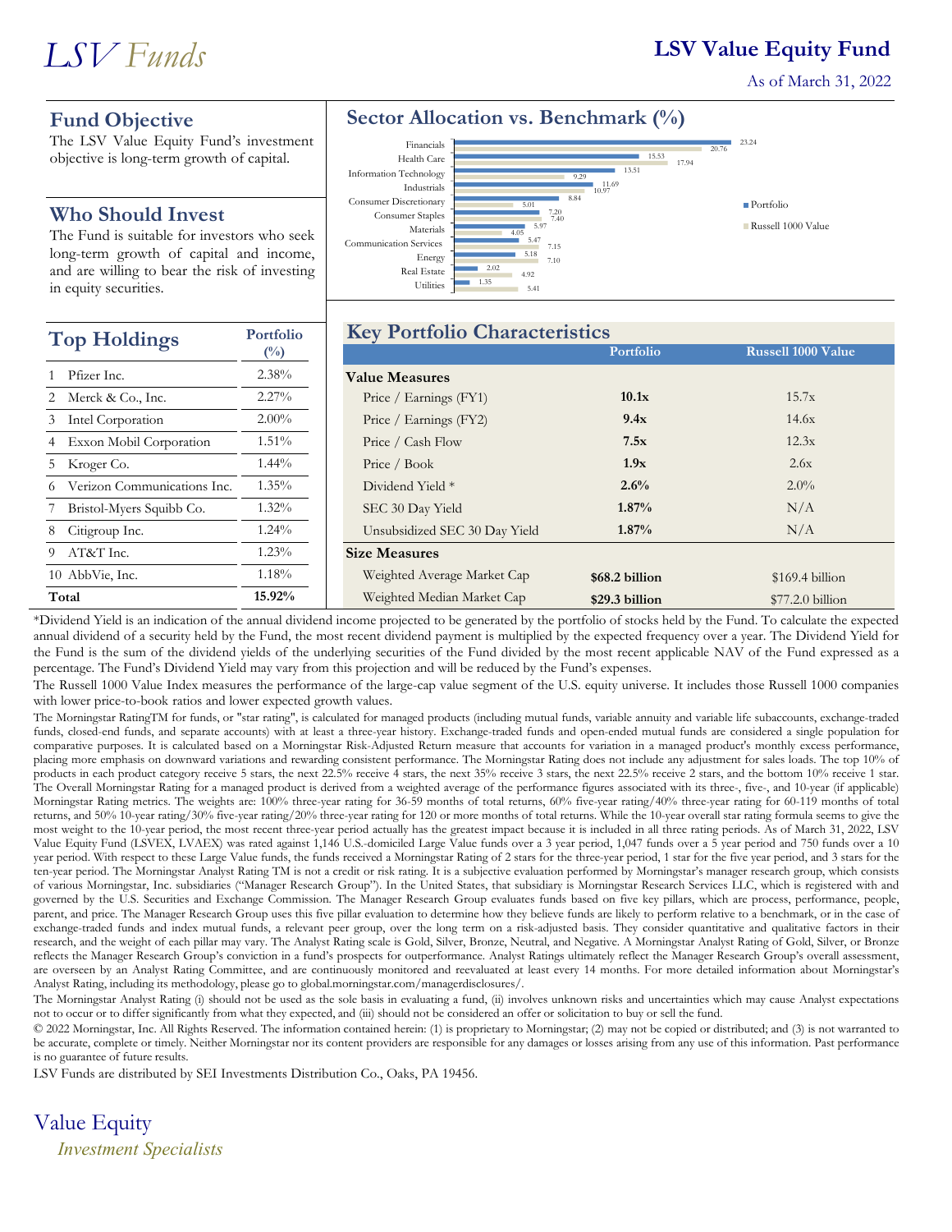# LSV Funds

## LSV Value Equity Fund

As of March 31, 2022

## Fund Objective

The LSV Value Equity Fund's investment objective is long-term growth of capital.

## Who Should Invest

The Fund is suitable for investors who seek long-term growth of capital and income, and are willing to bear the risk of investing in equity securities.

## Sector Allocation vs. Benchmark (%)

Portfolio
Russell 1000 Value

Financials 23.24 20.76
Health Care 15.53 17.94
Information Technology 13.51 9.29
Industrials 11.69 10.97
Consumer Discretionary 8.84 5.01
Consumer Staples 7.20 7.40
Materials 5.97 4.05
Communication Services 5.47 7.15
Energy 5.18 7.10
Real Estate 2.02 4.92
Utilities 1.35 5.41

## Top Holdings

| Top Holdings | Portfolio (%) |
|---|---|
| 1 Pfizer Inc. | 2.38% |
| 2 Merck & Co., Inc. | 2.27% |
| 3 Intel Corporation | 2.00% |
| 4 Exxon Mobil Corporation | 1.51% |
| 5 Kroger Co. | 1.44% |
| 6 Verizon Communications Inc. | 1.35% |
| 7 Bristol-Myers Squibb Co. | 1.32% |
| 8 Citigroup Inc. | 1.24% |
| 9 AT&T Inc. | 1.23% |
| 10 AbbVie, Inc. | 1.18% |
| **Total** | **15.92%** |

## Key Portfolio Characteristics

| | Portfolio | Russell 1000 Value |
|---|---|---|
| **Value Measures** | | |
| Price / Earnings (FY1) | **10.1x** | 15.7x |
| Price / Earnings (FY2) | **9.4x** | 14.6x |
| Price / Cash Flow | **7.5x** | 12.3x |
| Price / Book | **1.9x** | 2.6x |
| Dividend Yield * | **2.6%** | 2.0% |
| SEC 30 Day Yield | **1.87%** | N/A |
| Unsubsidized SEC 30 Day Yield | **1.87%** | N/A |
| **Size Measures** | | |
| Weighted Average Market Cap | **$68.2 billion** | $169.4 billion |
| Weighted Median Market Cap | **$29.3 billion** | $77.2 billion |

*Dividend Yield is an indication of the annual dividend income projected to be generated by the portfolio of stocks held by the Fund. To calculate the expected annual dividend of a security held by the Fund, the most recent dividend payment is multiplied by the expected frequency over a year. The Dividend Yield for the Fund is the sum of the dividend yields of the underlying securities of the Fund divided by the most recent applicable NAV of the Fund expressed as a percentage. The Fund's Dividend Yield may vary from this projection and will be reduced by the Fund's expenses.

The Russell 1000 Value Index measures the performance of the large-cap value segment of the U.S. equity universe. It includes those Russell 1000 companies with lower price-to-book ratios and lower expected growth values.

The Morningstar RatingTM for funds, or "star rating", is calculated for managed products (including mutual funds, variable annuity and variable life subaccounts, exchange-traded funds, closed-end funds, and separate accounts) with at least a three-year history. Exchange-traded funds and open-ended mutual funds are considered a single population for comparative purposes. It is calculated based on a Morningstar Risk-Adjusted Return measure that accounts for variation in a managed product's monthly excess performance, placing more emphasis on downward variations and rewarding consistent performance. The Morningstar Rating does not include any adjustment for sales loads. The top 10% of products in each product category receive 5 stars, the next 22.5% receive 4 stars, the next 35% receive 3 stars, the next 22.5% receive 2 stars, and the bottom 10% receive 1 star. The Overall Morningstar Rating for a managed product is derived from a weighted average of the performance figures associated with its three-, five-, and 10-year (if applicable) Morningstar Rating metrics. The weights are: 100% three-year rating for 36-59 months of total returns, 60% five-year rating/40% three-year rating for 60-119 months of total returns, and 50% 10-year rating/30% five-year rating/20% three-year rating for 120 or more months of total returns. While the 10-year overall star rating formula seems to give the most weight to the 10-year period, the most recent three-year period actually has the greatest impact because it is included in all three rating periods. As of March 31, 2022, LSV Value Equity Fund (LSVEX, LVAEX) was rated against 1,146 U.S.-domiciled Large Value funds over a 3 year period, 1,047 funds over a 5 year period and 750 funds over a 10 year period. With respect to these Large Value funds, the funds received a Morningstar Rating of 2 stars for the three-year period, 1 star for the five year period, and 3 stars for the ten-year period. The Morningstar Analyst Rating TM is not a credit or risk rating. It is a subjective evaluation performed by Morningstar's manager research group, which consists of various Morningstar, Inc. subsidiaries ("Manager Research Group"). In the United States, that subsidiary is Morningstar Research Services LLC, which is registered with and governed by the U.S. Securities and Exchange Commission. The Manager Research Group evaluates funds based on five key pillars, which are process, performance, people, parent, and price. The Manager Research Group uses this five pillar evaluation to determine how they believe funds are likely to perform relative to a benchmark, or in the case of exchange-traded funds and index mutual funds, a relevant peer group, over the long term on a risk-adjusted basis. They consider quantitative and qualitative factors in their research, and the weight of each pillar may vary. The Analyst Rating scale is Gold, Silver, Bronze, Neutral, and Negative. A Morningstar Analyst Rating of Gold, Silver, or Bronze reflects the Manager Research Group's conviction in a fund's prospects for outperformance. Analyst Ratings ultimately reflect the Manager Research Group's overall assessment, are overseen by an Analyst Rating Committee, and are continuously monitored and reevaluated at least every 14 months. For more detailed information about Morningstar's Analyst Rating, including its methodology, please go to global.morningstar.com/managerdisclosures/.

The Morningstar Analyst Rating (i) should not be used as the sole basis in evaluating a fund, (ii) involves unknown risks and uncertainties which may cause Analyst expectations not to occur or to differ significantly from what they expected, and (iii) should not be considered an offer or solicitation to buy or sell the fund.

© 2022 Morningstar, Inc. All Rights Reserved. The information contained herein: (1) is proprietary to Morningstar; (2) may not be copied or distributed; and (3) is not warranted to be accurate, complete or timely. Neither Morningstar nor its content providers are responsible for any damages or losses arising from any use of this information. Past performance is no guarantee of future results.

LSV Funds are distributed by SEI Investments Distribution Co., Oaks, PA 19456.

Value Equity
*Investment Specialists*